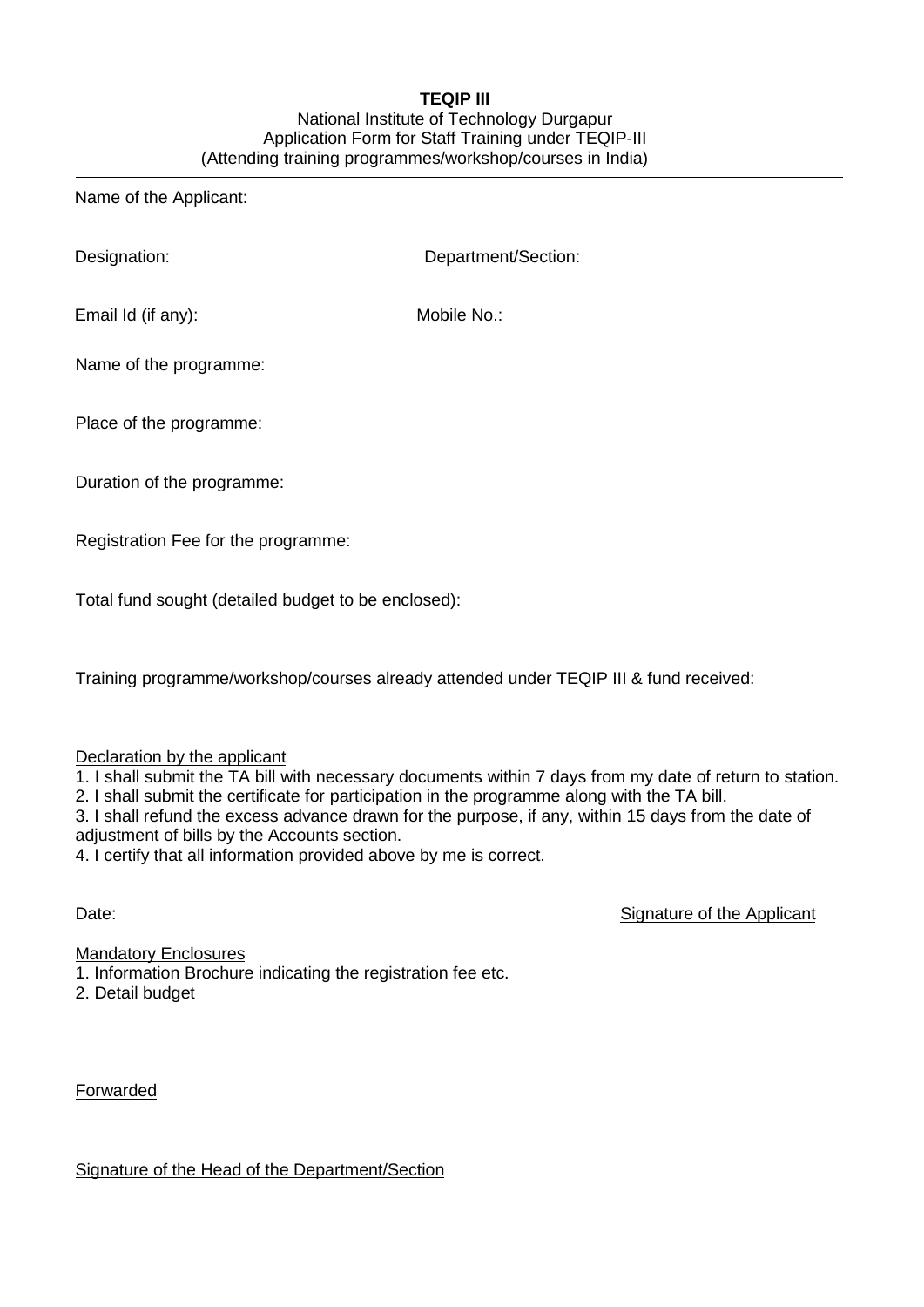**TEQIP III**

National Institute of Technology Durgapur
Application Form for Staff Training under TEQIP-III
(Attending training programmes/workshop/courses in India)

---

Name of the Applicant:

Designation: Department/Section:

Email Id (if any): Mobile No.:

Name of the programme:

Place of the programme:

Duration of the programme:

Registration Fee for the programme:

Total fund sought (detailed budget to be enclosed):

Training programme/workshop/courses already attended under TEQIP III & fund received:

<u>Declaration by the applicant</u>

1. I shall submit the TA bill with necessary documents within 7 days from my date of return to station.
2. I shall submit the certificate for participation in the programme along with the TA bill.
3. I shall refund the excess advance drawn for the purpose, if any, within 15 days from the date of adjustment of bills by the Accounts section.
4. I certify that all information provided above by me is correct.

Date: <u>Signature of the Applicant</u>

<u>Mandatory Enclosures</u>

1. Information Brochure indicating the registration fee etc.
2. Detail budget

<u>Forwarded</u>

<u>Signature of the Head of the Department/Section</u>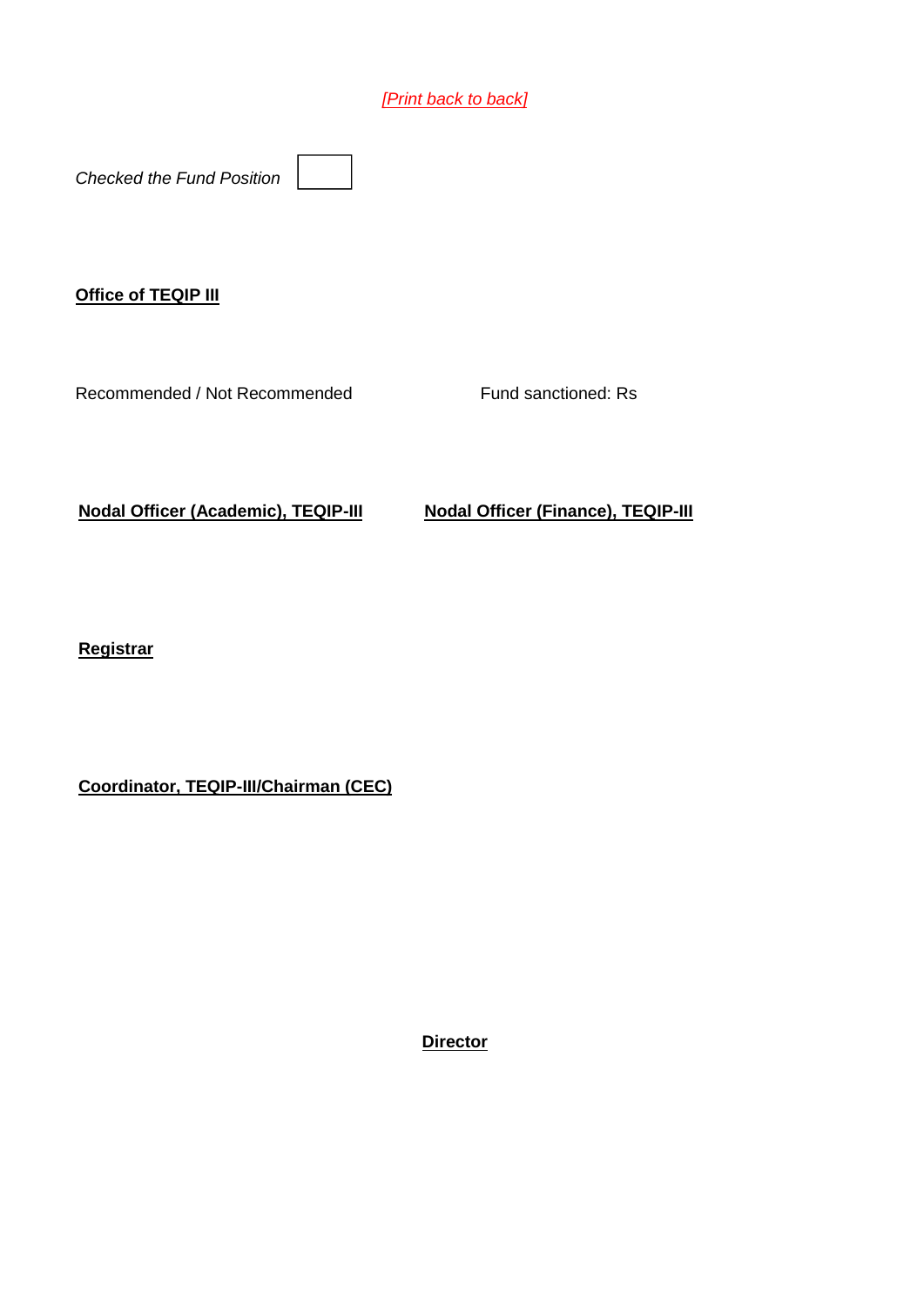*[Print back to back]*

*Checked the Fund Position* ☐

**Office of TEQIP III**

Recommended / Not Recommended

Fund sanctioned: Rs

**Nodal Officer (Academic), TEQIP-III**

**Nodal Officer (Finance), TEQIP-III**

**Registrar**

**Coordinator, TEQIP-III/Chairman (CEC)**

**Director**